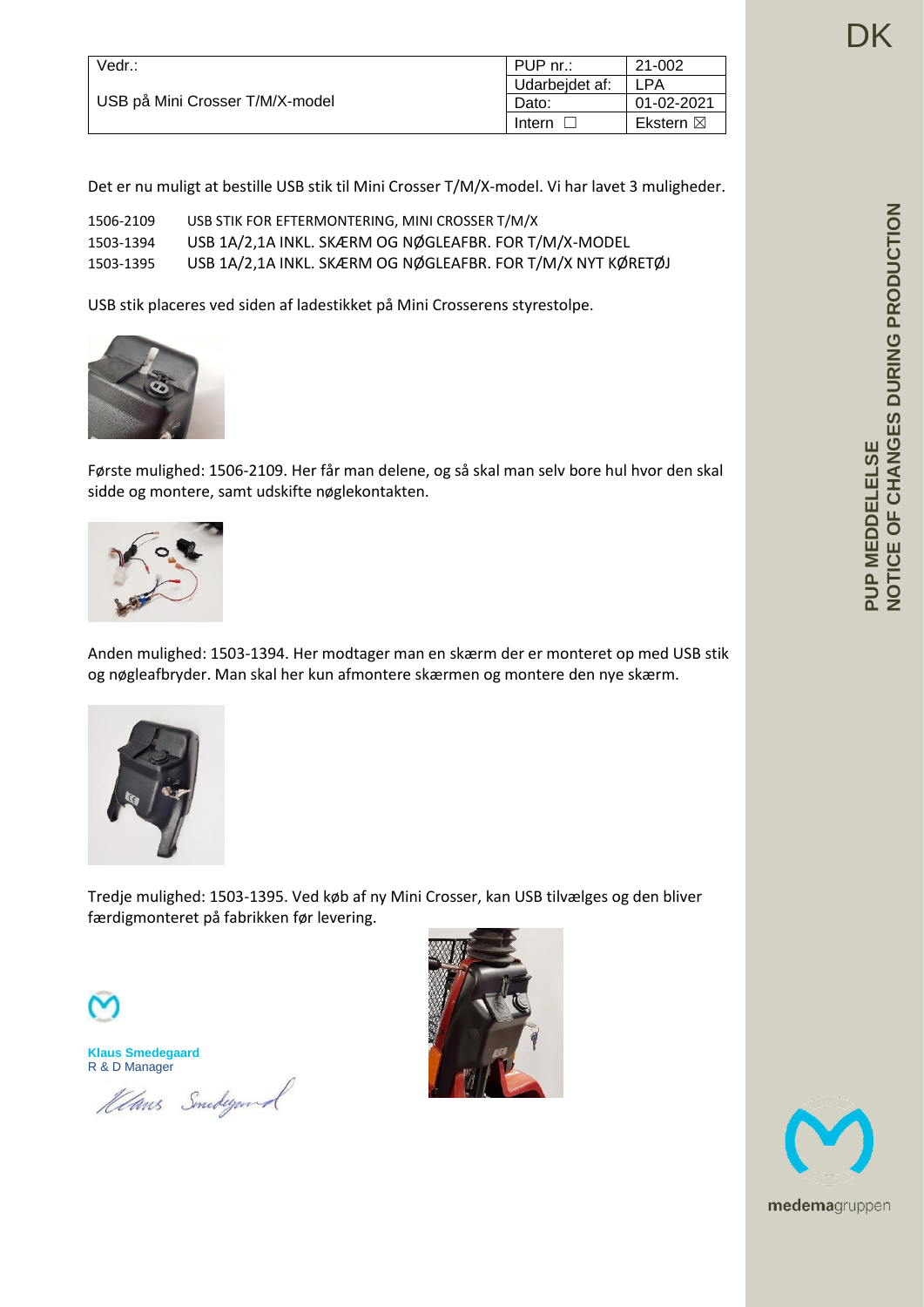| Vedr.: | PUP nr.: | 21-002 |
| --- | --- | --- |
| USB på Mini Crosser T/M/X-model | Udarbejdet af: | LPA |
| | Dato: | 01-02-2021 |
| | Intern ☐ | Ekstern ☒ |

Det er nu muligt at bestille USB stik til Mini Crosser T/M/X-model. Vi har lavet 3 muligheder.

| | |
| --- | --- |
| 1506-2109 | USB STIK FOR EFTERMONTERING, MINI CROSSER T/M/X |
| 1503-1394 | USB 1A/2,1A INKL. SKÆRM OG NØGLEAFBR. FOR T/M/X-MODEL |
| 1503-1395 | USB 1A/2,1A INKL. SKÆRM OG NØGLEAFBR. FOR T/M/X NYT KØRETØJ |

USB stik placeres ved siden af ladestikket på Mini Crosserens styrestolpe.

Første mulighed: 1506-2109. Her får man delene, og så skal man selv bore hul hvor den skal sidde og montere, samt udskifte nøglekontakten.

Anden mulighed: 1503-1394. Her modtager man en skærm der er monteret op med USB stik og nøgleafbryder. Man skal her kun afmontere skærmen og montere den nye skærm.

Tredje mulighed: 1503-1395. Ved køb af ny Mini Crosser, kan USB tilvælges og den bliver færdigmonteret på fabrikken før levering.

**Klaus Smedegaard**
R & D Manager

*Klaus Smedegaard*

PUP MEDDELELSE
NOTICE OF CHANGES DURING PRODUCTION

DK

medemagruppen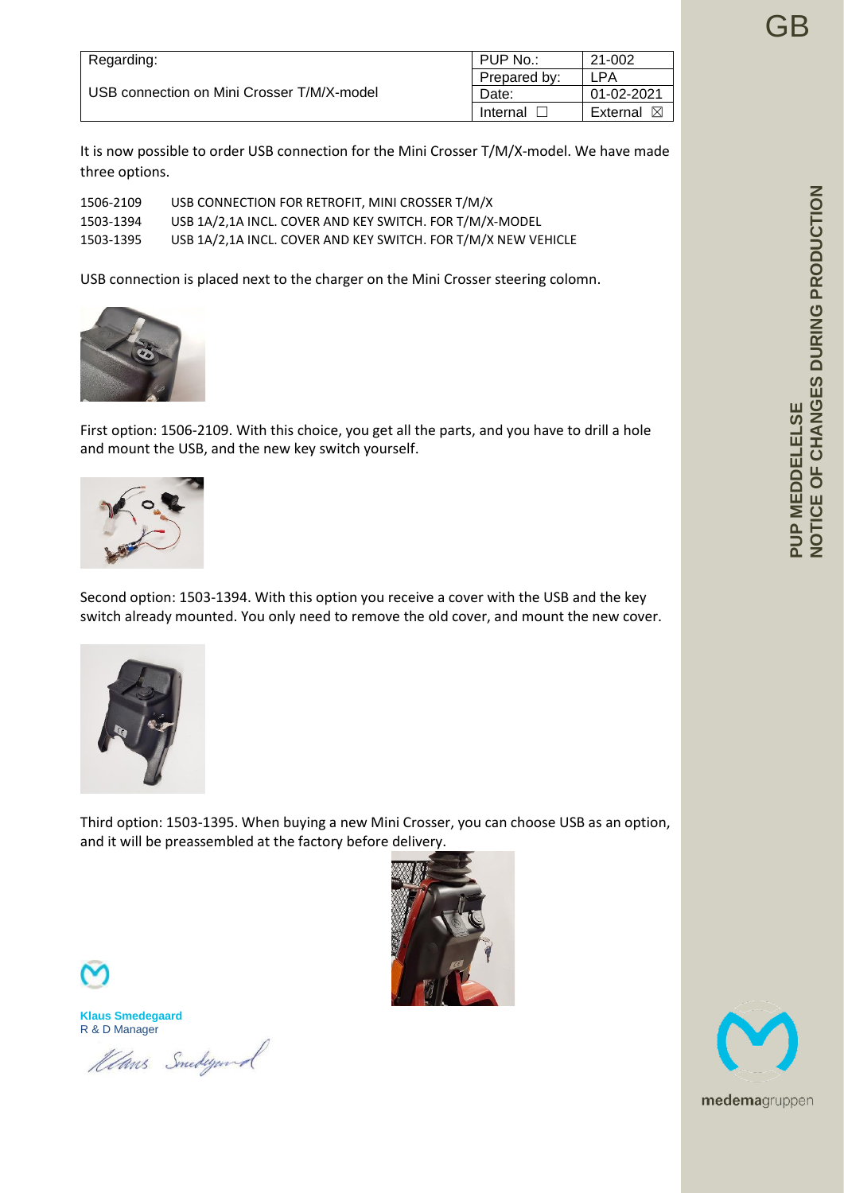| Regarding: | PUP No.: | 21-002 |
|---|---|---|
| USB connection on Mini Crosser T/M/X-model | Prepared by: | LPA |
| | Date: | 01-02-2021 |
| | Internal ☐ | External ☒ |

It is now possible to order USB connection for the Mini Crosser T/M/X-model. We have made three options.

| | |
|---|---|
| 1506-2109 | USB CONNECTION FOR RETROFIT, MINI CROSSER T/M/X |
| 1503-1394 | USB 1A/2,1A INCL. COVER AND KEY SWITCH. FOR T/M/X-MODEL |
| 1503-1395 | USB 1A/2,1A INCL. COVER AND KEY SWITCH. FOR T/M/X NEW VEHICLE |

USB connection is placed next to the charger on the Mini Crosser steering colomn.

First option: 1506-2109. With this choice, you get all the parts, and you have to drill a hole and mount the USB, and the new key switch yourself.

Second option: 1503-1394. With this option you receive a cover with the USB and the key switch already mounted. You only need to remove the old cover, and mount the new cover.

Third option: 1503-1395. When buying a new Mini Crosser, you can choose USB as an option, and it will be preassembled at the factory before delivery.

**Klaus Smedegaard**
R & D Manager

Klaus Smedegaard